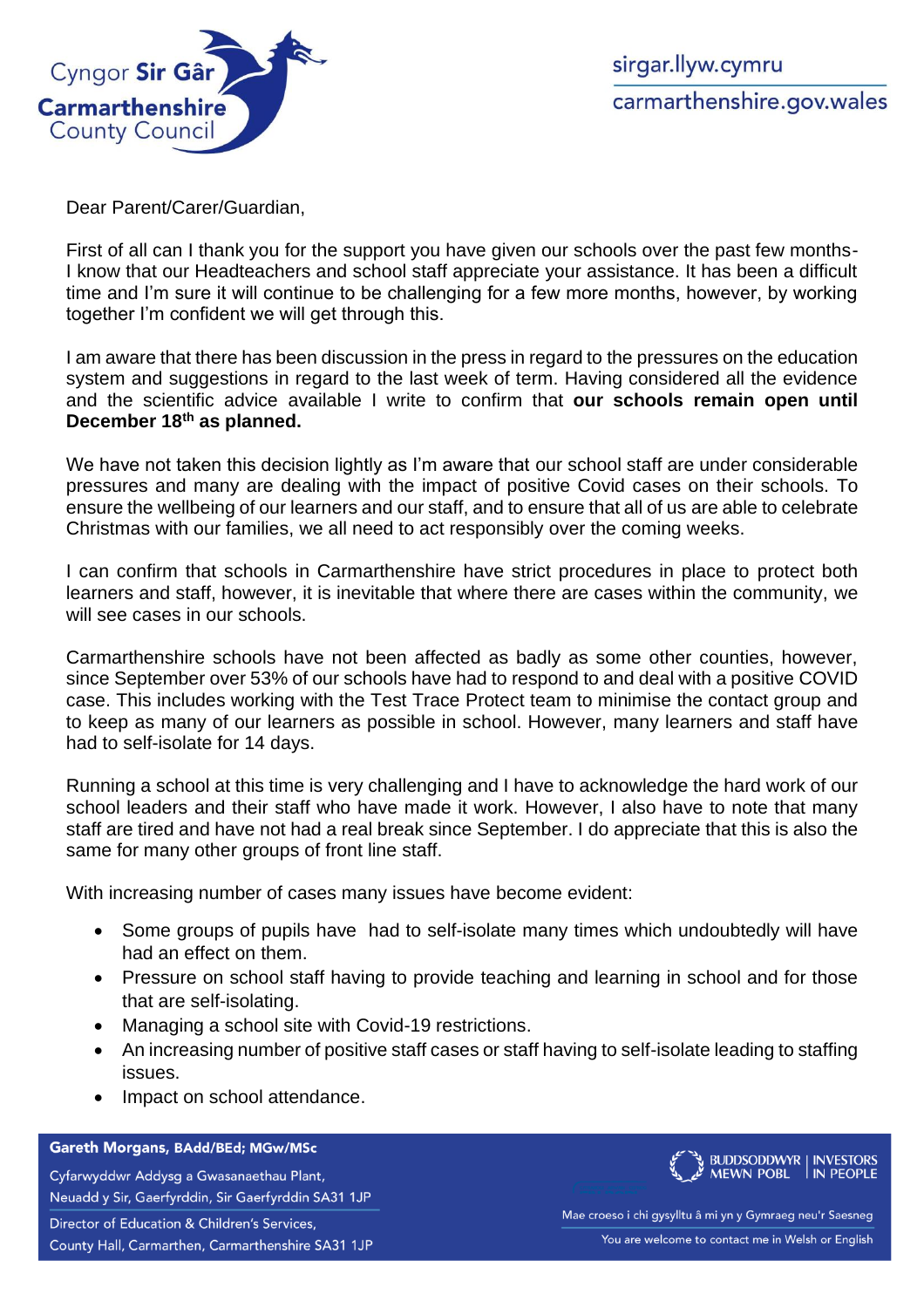Dear Parent/Carer/Guardian,

First of all can I thank you for the support you have given our schools over the past few months- I know that our Headteachers and school staff appreciate your assistance. It has been a difficult time and I'm sure it will continue to be challenging for a few more months, however, by working together I'm confident we will get through this.

I am aware that there has been discussion in the press in regard to the pressures on the education system and suggestions in regard to the last week of term. Having considered all the evidence and the scientific advice available I write to confirm that **our schools remain open until December 18th as planned.**

We have not taken this decision lightly as I'm aware that our school staff are under considerable pressures and many are dealing with the impact of positive Covid cases on their schools. To ensure the wellbeing of our learners and our staff, and to ensure that all of us are able to celebrate Christmas with our families, we all need to act responsibly over the coming weeks.

I can confirm that schools in Carmarthenshire have strict procedures in place to protect both learners and staff, however, it is inevitable that where there are cases within the community, we will see cases in our schools.

Carmarthenshire schools have not been affected as badly as some other counties, however, since September over 53% of our schools have had to respond to and deal with a positive COVID case. This includes working with the Test Trace Protect team to minimise the contact group and to keep as many of our learners as possible in school. However, many learners and staff have had to self-isolate for 14 days.

Running a school at this time is very challenging and I have to acknowledge the hard work of our school leaders and their staff who have made it work. However, I also have to note that many staff are tired and have not had a real break since September. I do appreciate that this is also the same for many other groups of front line staff.

With increasing number of cases many issues have become evident:

- Some groups of pupils have had to self-isolate many times which undoubtedly will have had an effect on them.
- Pressure on school staff having to provide teaching and learning in school and for those that are self-isolating.
- Managing a school site with Covid-19 restrictions.
- An increasing number of positive staff cases or staff having to self-isolate leading to staffing issues.
- Impact on school attendance.

**Gareth Morgans, BAdd/BEd; MGw/MSc**

Cyfarwyddwr Addysg a Gwasanaethau Plant,
Neuadd y Sir, Gaerfyrddin, Sir Gaerfyrddin SA31 1JP

Director of Education & Children's Services,
County Hall, Carmarthen, Carmarthenshire SA31 1JP

Mae croeso i chi gysylltu â mi yn y Gymraeg neu'r Saesneg

You are welcome to contact me in Welsh or English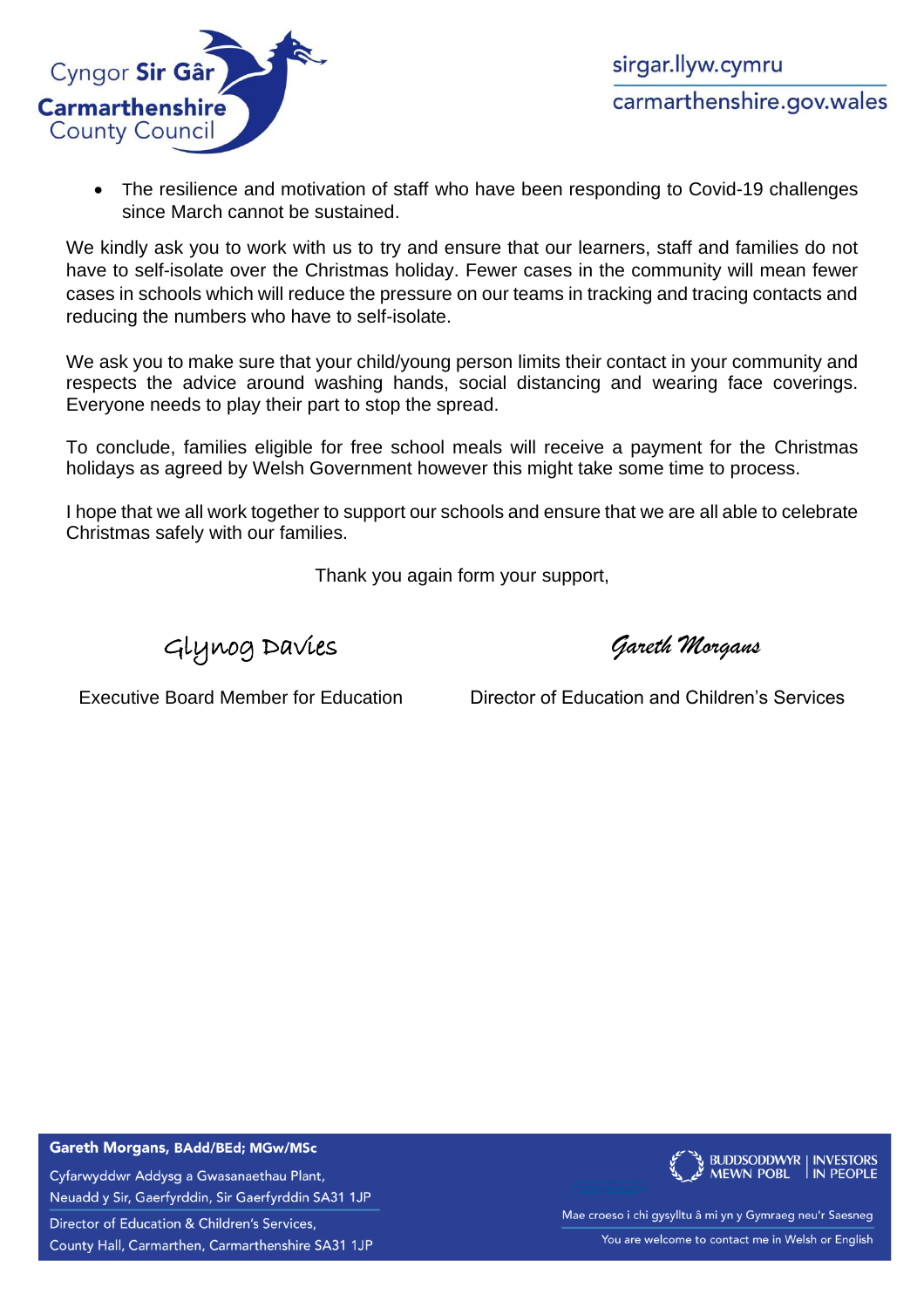- The resilience and motivation of staff who have been responding to Covid-19 challenges since March cannot be sustained.

We kindly ask you to work with us to try and ensure that our learners, staff and families do not have to self-isolate over the Christmas holiday. Fewer cases in the community will mean fewer cases in schools which will reduce the pressure on our teams in tracking and tracing contacts and reducing the numbers who have to self-isolate.

We ask you to make sure that your child/young person limits their contact in your community and respects the advice around washing hands, social distancing and wearing face coverings. Everyone needs to play their part to stop the spread.

To conclude, families eligible for free school meals will receive a payment for the Christmas holidays as agreed by Welsh Government however this might take some time to process.

I hope that we all work together to support our schools and ensure that we are all able to celebrate Christmas safely with our families.

Thank you again form your support,

| | |
|---|---|
| *Glynog Davies* | *Gareth Morgans* |
| Executive Board Member for Education | Director of Education and Children's Services |

**Gareth Morgans, BAdd/BEd; MGw/MSc**

Cyfarwyddwr Addysg a Gwasanaethau Plant,
Neuadd y Sir, Gaerfyrddin, Sir Gaerfyrddin SA31 1JP

Director of Education & Children's Services,
County Hall, Carmarthen, Carmarthenshire SA31 1JP

Mae croeso i chi gysylltu â mi yn y Gymraeg neu'r Saesneg

You are welcome to contact me in Welsh or English